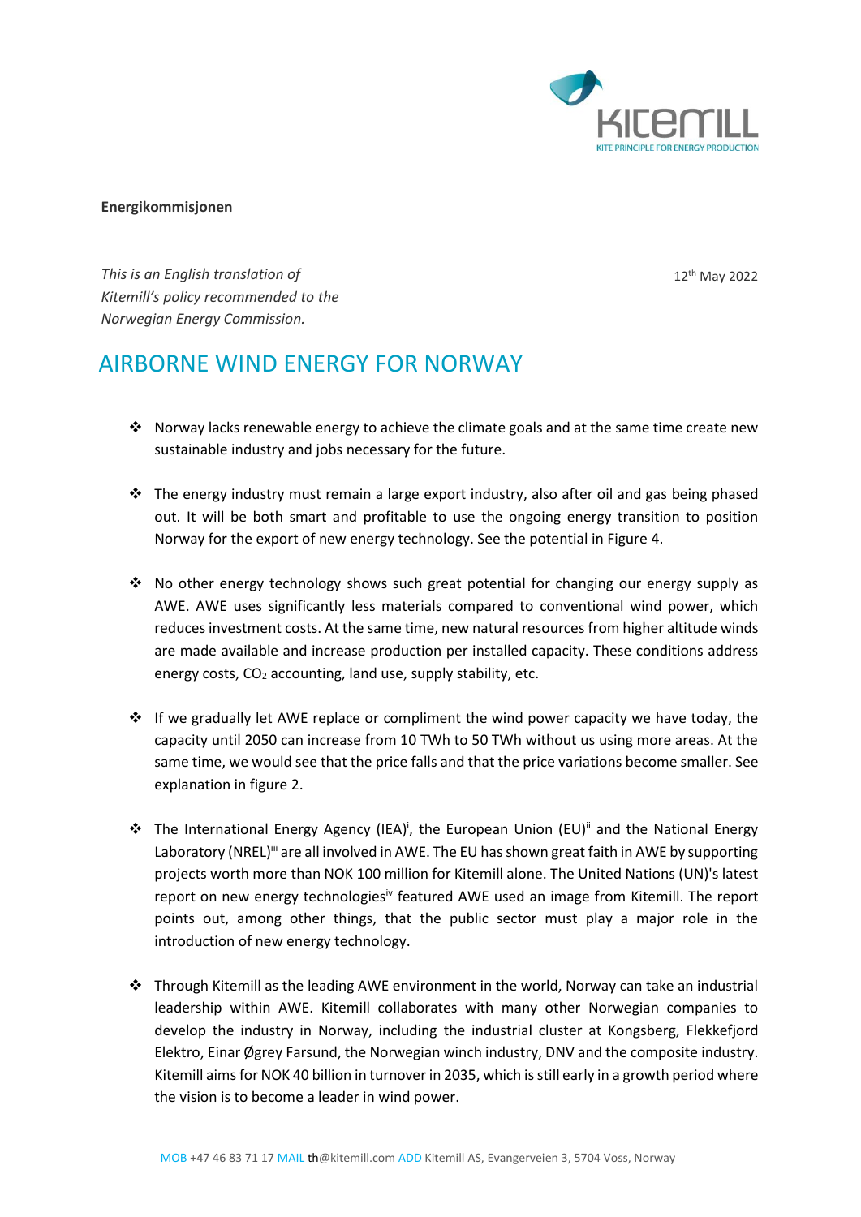**Energikommisjonen**

*This is an English translation of Kitemill's policy recommended to the Norwegian Energy Commission.*

12th May 2022

# AIRBORNE WIND ENERGY FOR NORWAY

- Norway lacks renewable energy to achieve the climate goals and at the same time create new sustainable industry and jobs necessary for the future.

- The energy industry must remain a large export industry, also after oil and gas being phased out. It will be both smart and profitable to use the ongoing energy transition to position Norway for the export of new energy technology. See the potential in Figure 4.

- No other energy technology shows such great potential for changing our energy supply as AWE. AWE uses significantly less materials compared to conventional wind power, which reduces investment costs. At the same time, new natural resources from higher altitude winds are made available and increase production per installed capacity. These conditions address energy costs, $CO_2$ accounting, land use, supply stability, etc.

- If we gradually let AWE replace or compliment the wind power capacity we have today, the capacity until 2050 can increase from 10 TWh to 50 TWh without us using more areas. At the same time, we would see that the price falls and that the price variations become smaller. See explanation in figure 2.

- The International Energy Agency (IEA)[i], the European Union (EU)[ii] and the National Energy Laboratory (NREL)[iii] are all involved in AWE. The EU has shown great faith in AWE by supporting projects worth more than NOK 100 million for Kitemill alone. The United Nations (UN)'s latest report on new energy technologies[iv] featured AWE used an image from Kitemill. The report points out, among other things, that the public sector must play a major role in the introduction of new energy technology.

- Through Kitemill as the leading AWE environment in the world, Norway can take an industrial leadership within AWE. Kitemill collaborates with many other Norwegian companies to develop the industry in Norway, including the industrial cluster at Kongsberg, Flekkefjord Elektro, Einar Øgrey Farsund, the Norwegian winch industry, DNV and the composite industry. Kitemill aims for NOK 40 billion in turnover in 2035, which is still early in a growth period where the vision is to become a leader in wind power.

MOB +47 46 83 71 17 MAIL th@kitemill.com ADD Kitemill AS, Evangerveien 3, 5704 Voss, Norway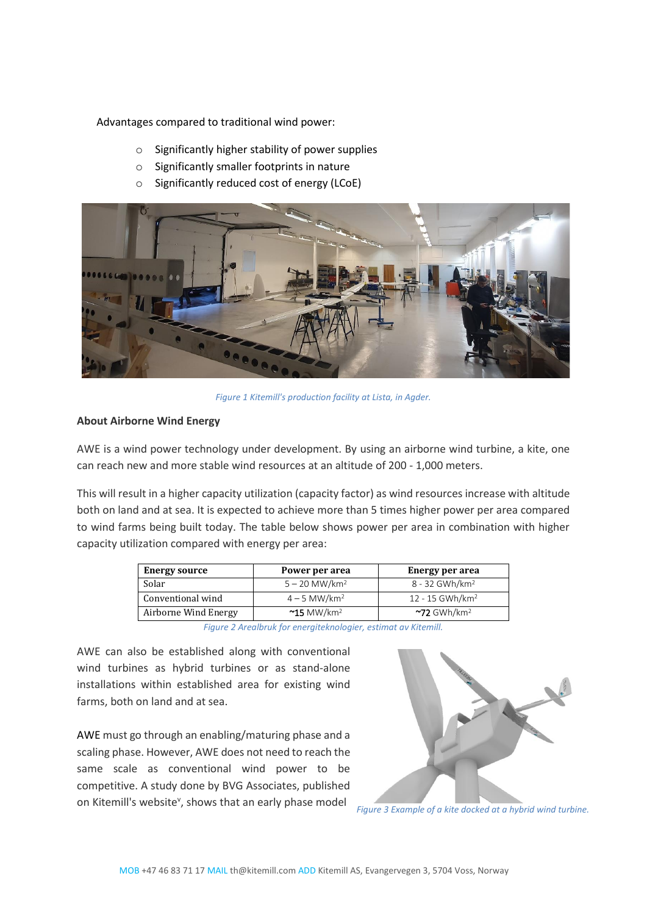Advantages compared to traditional wind power:

- Significantly higher stability of power supplies
- Significantly smaller footprints in nature
- Significantly reduced cost of energy (LCoE)

*Figure 1 Kitemill's production facility at Lista, in Agder.*

**About Airborne Wind Energy**

AWE is a wind power technology under development. By using an airborne wind turbine, a kite, one can reach new and more stable wind resources at an altitude of 200 - 1,000 meters.

This will result in a higher capacity utilization (capacity factor) as wind resources increase with altitude both on land and at sea. It is expected to achieve more than 5 times higher power per area compared to wind farms being built today. The table below shows power per area in combination with higher capacity utilization compared with energy per area:

| Energy source | Power per area | Energy per area |
|---|---|---|
| Solar | 5 – 20 MW/km$^2$ | 8 - 32 GWh/km$^2$ |
| Conventional wind | 4 – 5 MW/km$^2$ | 12 - 15 GWh/km$^2$ |
| Airborne Wind Energy | **~15** MW/km$^2$ | **~72** GWh/km$^2$ |

*Figure 2 Arealbruk for energiteknologier, estimat av Kitemill.*

AWE can also be established along with conventional wind turbines as hybrid turbines or as stand-alone installations within established area for existing wind farms, both on land and at sea.

AWE must go through an enabling/maturing phase and a scaling phase. However, AWE does not need to reach the same scale as conventional wind power to be competitive. A study done by BVG Associates, published on Kitemill's website[v], shows that an early phase model

*Figure 3 Example of a kite docked at a hybrid wind turbine.*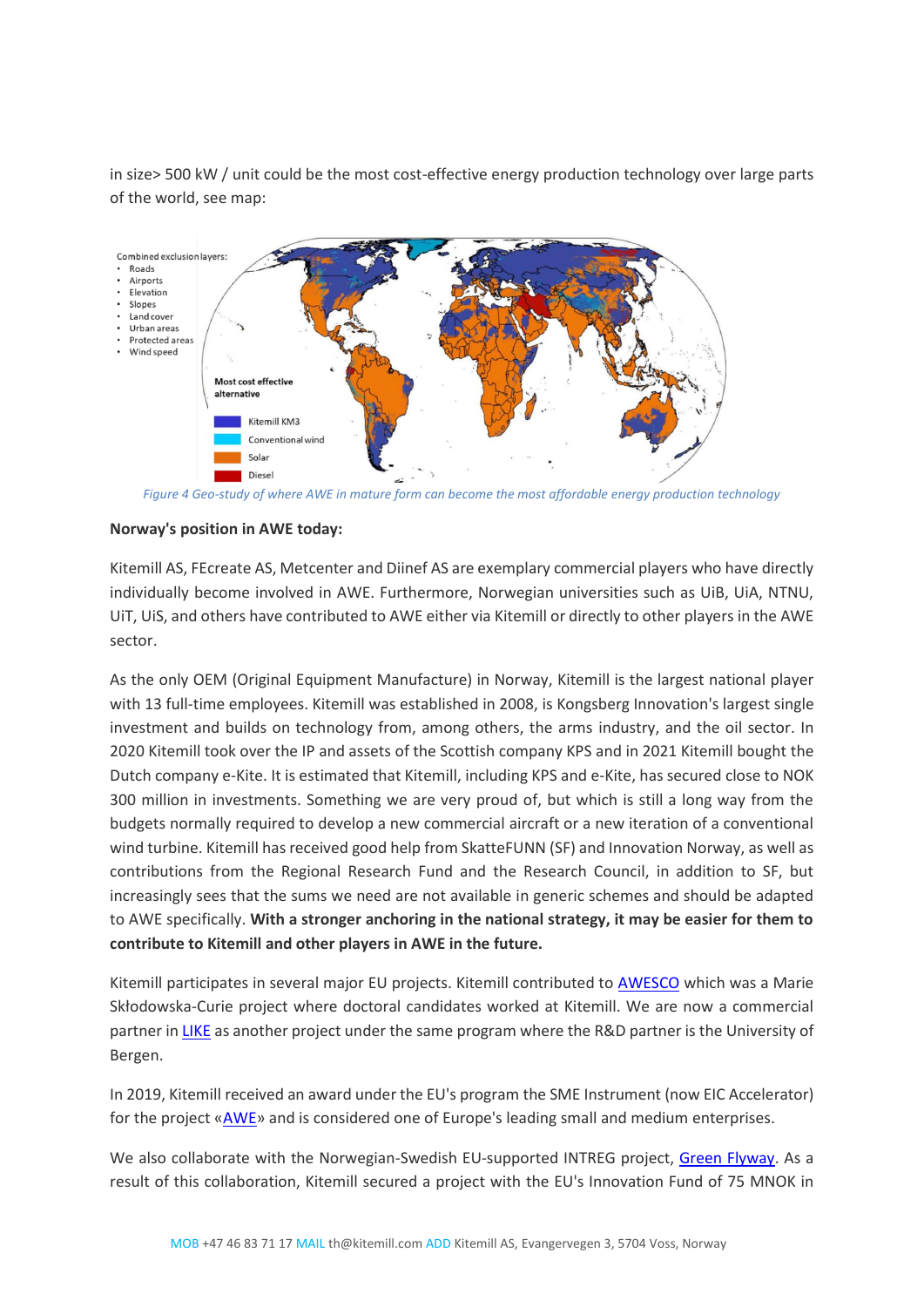in size> 500 kW / unit could be the most cost-effective energy production technology over large parts of the world, see map:

Combined exclusion layers:

- Roads
- Airports
- Elevation
- Slopes
- Land cover
- Urban areas
- Protected areas
- Wind speed

Most cost effective alternative

- Kitemill KM3
- Conventional wind
- Solar
- Diesel

*Figure 4 Geo-study of where AWE in mature form can become the most affordable energy production technology*

**Norway's position in AWE today:**

Kitemill AS, FEcreate AS, Metcenter and Diinef AS are exemplary commercial players who have directly individually become involved in AWE. Furthermore, Norwegian universities such as UiB, UiA, NTNU, UiT, UiS, and others have contributed to AWE either via Kitemill or directly to other players in the AWE sector.

As the only OEM (Original Equipment Manufacture) in Norway, Kitemill is the largest national player with 13 full-time employees. Kitemill was established in 2008, is Kongsberg Innovation's largest single investment and builds on technology from, among others, the arms industry, and the oil sector. In 2020 Kitemill took over the IP and assets of the Scottish company KPS and in 2021 Kitemill bought the Dutch company e-Kite. It is estimated that Kitemill, including KPS and e-Kite, has secured close to NOK 300 million in investments. Something we are very proud of, but which is still a long way from the budgets normally required to develop a new commercial aircraft or a new iteration of a conventional wind turbine. Kitemill has received good help from SkatteFUNN (SF) and Innovation Norway, as well as contributions from the Regional Research Fund and the Research Council, in addition to SF, but increasingly sees that the sums we need are not available in generic schemes and should be adapted to AWE specifically. **With a stronger anchoring in the national strategy, it may be easier for them to contribute to Kitemill and other players in AWE in the future.**

Kitemill participates in several major EU projects. Kitemill contributed to AWESCO which was a Marie Skłodowska-Curie project where doctoral candidates worked at Kitemill. We are now a commercial partner in LIKE as another project under the same program where the R&D partner is the University of Bergen.

In 2019, Kitemill received an award under the EU's program the SME Instrument (now EIC Accelerator) for the project «AWE» and is considered one of Europe's leading small and medium enterprises.

We also collaborate with the Norwegian-Swedish EU-supported INTREG project, Green Flyway. As a result of this collaboration, Kitemill secured a project with the EU's Innovation Fund of 75 MNOK in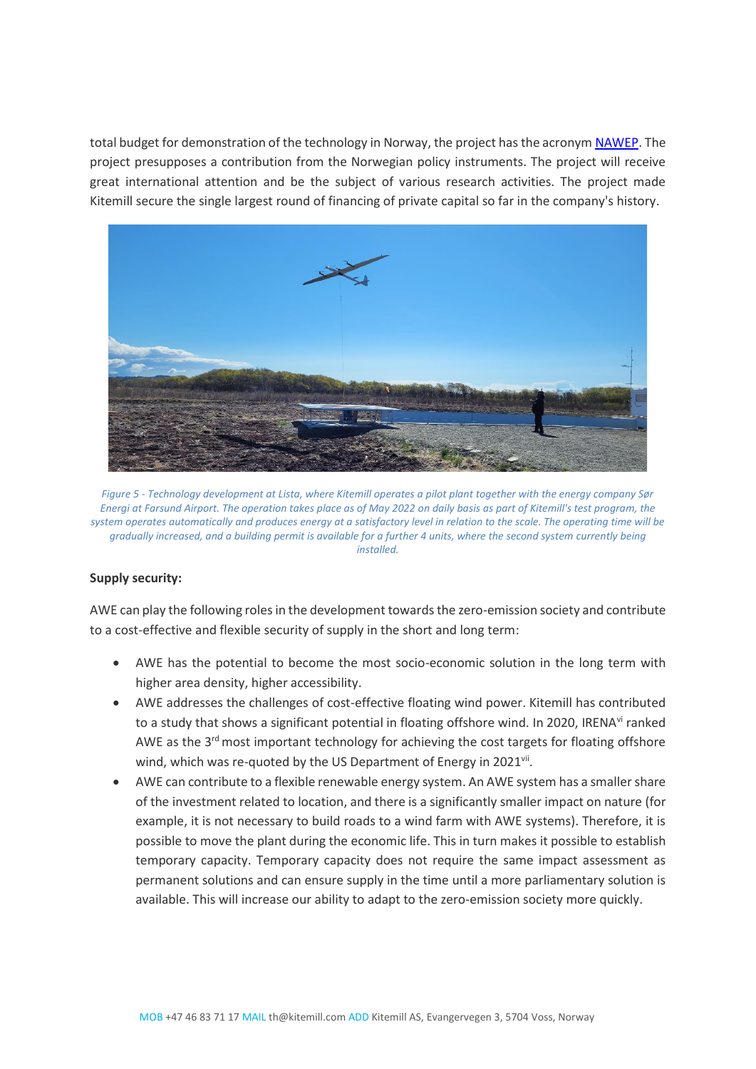total budget for demonstration of the technology in Norway, the project has the acronym NAWEP. The project presupposes a contribution from the Norwegian policy instruments. The project will receive great international attention and be the subject of various research activities. The project made Kitemill secure the single largest round of financing of private capital so far in the company's history.

*Figure 5 - Technology development at Lista, where Kitemill operates a pilot plant together with the energy company Sør Energi at Farsund Airport. The operation takes place as of May 2022 on daily basis as part of Kitemill's test program, the system operates automatically and produces energy at a satisfactory level in relation to the scale. The operating time will be gradually increased, and a building permit is available for a further 4 units, where the second system currently being installed.*

**Supply security:**

AWE can play the following roles in the development towards the zero-emission society and contribute to a cost-effective and flexible security of supply in the short and long term:

- AWE has the potential to become the most socio-economic solution in the long term with higher area density, higher accessibility.
- AWE addresses the challenges of cost-effective floating wind power. Kitemill has contributed to a study that shows a significant potential in floating offshore wind. In 2020, IRENA[vi] ranked AWE as the 3rd most important technology for achieving the cost targets for floating offshore wind, which was re-quoted by the US Department of Energy in 2021[vii].
- AWE can contribute to a flexible renewable energy system. An AWE system has a smaller share of the investment related to location, and there is a significantly smaller impact on nature (for example, it is not necessary to build roads to a wind farm with AWE systems). Therefore, it is possible to move the plant during the economic life. This in turn makes it possible to establish temporary capacity. Temporary capacity does not require the same impact assessment as permanent solutions and can ensure supply in the time until a more parliamentary solution is available. This will increase our ability to adapt to the zero-emission society more quickly.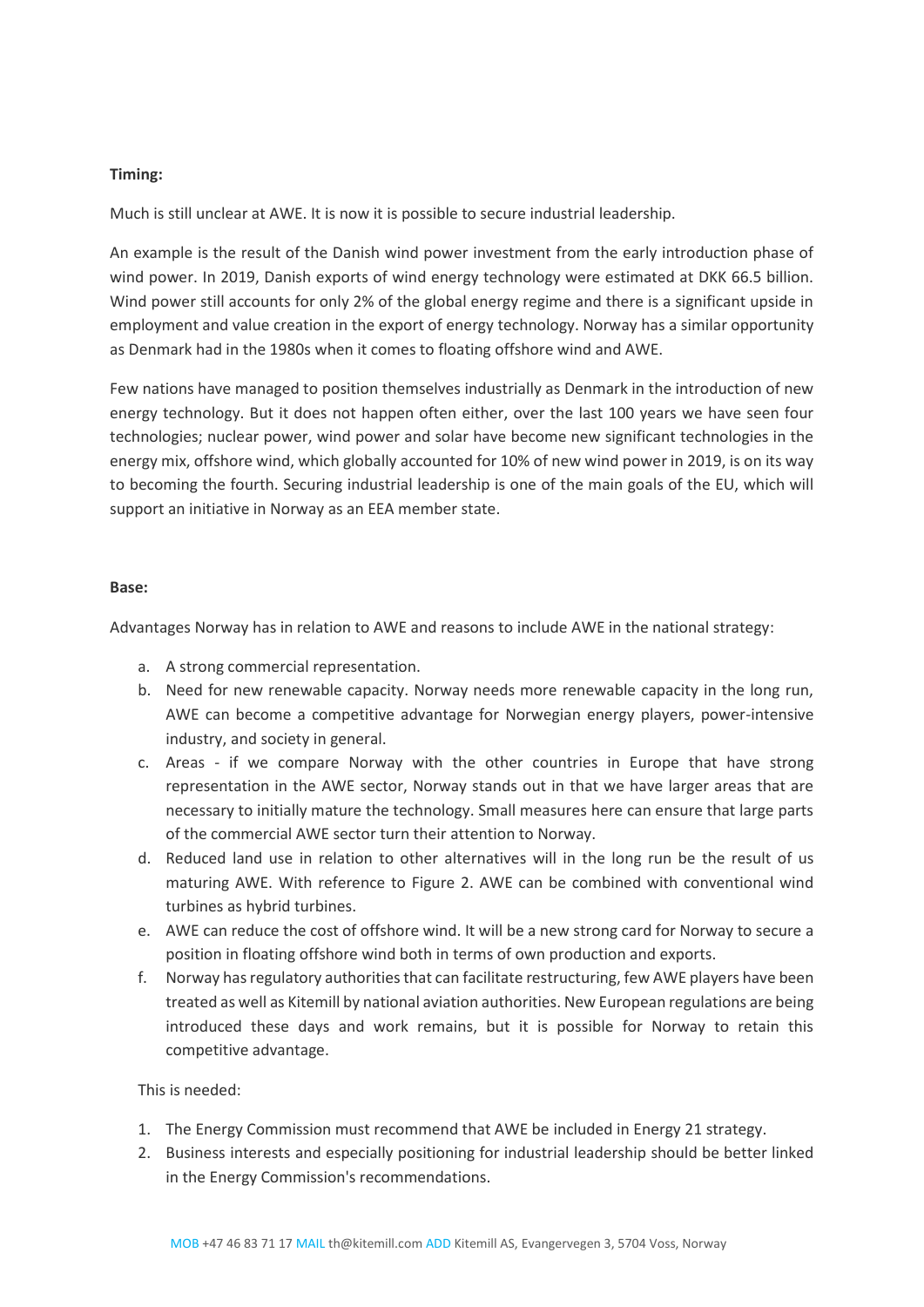**Timing:**

Much is still unclear at AWE. It is now it is possible to secure industrial leadership.

An example is the result of the Danish wind power investment from the early introduction phase of wind power. In 2019, Danish exports of wind energy technology were estimated at DKK 66.5 billion. Wind power still accounts for only 2% of the global energy regime and there is a significant upside in employment and value creation in the export of energy technology. Norway has a similar opportunity as Denmark had in the 1980s when it comes to floating offshore wind and AWE.

Few nations have managed to position themselves industrially as Denmark in the introduction of new energy technology. But it does not happen often either, over the last 100 years we have seen four technologies; nuclear power, wind power and solar have become new significant technologies in the energy mix, offshore wind, which globally accounted for 10% of new wind power in 2019, is on its way to becoming the fourth. Securing industrial leadership is one of the main goals of the EU, which will support an initiative in Norway as an EEA member state.

**Base:**

Advantages Norway has in relation to AWE and reasons to include AWE in the national strategy:

a. A strong commercial representation.
b. Need for new renewable capacity. Norway needs more renewable capacity in the long run, AWE can become a competitive advantage for Norwegian energy players, power-intensive industry, and society in general.
c. Areas - if we compare Norway with the other countries in Europe that have strong representation in the AWE sector, Norway stands out in that we have larger areas that are necessary to initially mature the technology. Small measures here can ensure that large parts of the commercial AWE sector turn their attention to Norway.
d. Reduced land use in relation to other alternatives will in the long run be the result of us maturing AWE. With reference to Figure 2. AWE can be combined with conventional wind turbines as hybrid turbines.
e. AWE can reduce the cost of offshore wind. It will be a new strong card for Norway to secure a position in floating offshore wind both in terms of own production and exports.
f. Norway has regulatory authorities that can facilitate restructuring, few AWE players have been treated as well as Kitemill by national aviation authorities. New European regulations are being introduced these days and work remains, but it is possible for Norway to retain this competitive advantage.

This is needed:

1. The Energy Commission must recommend that AWE be included in Energy 21 strategy.
2. Business interests and especially positioning for industrial leadership should be better linked in the Energy Commission's recommendations.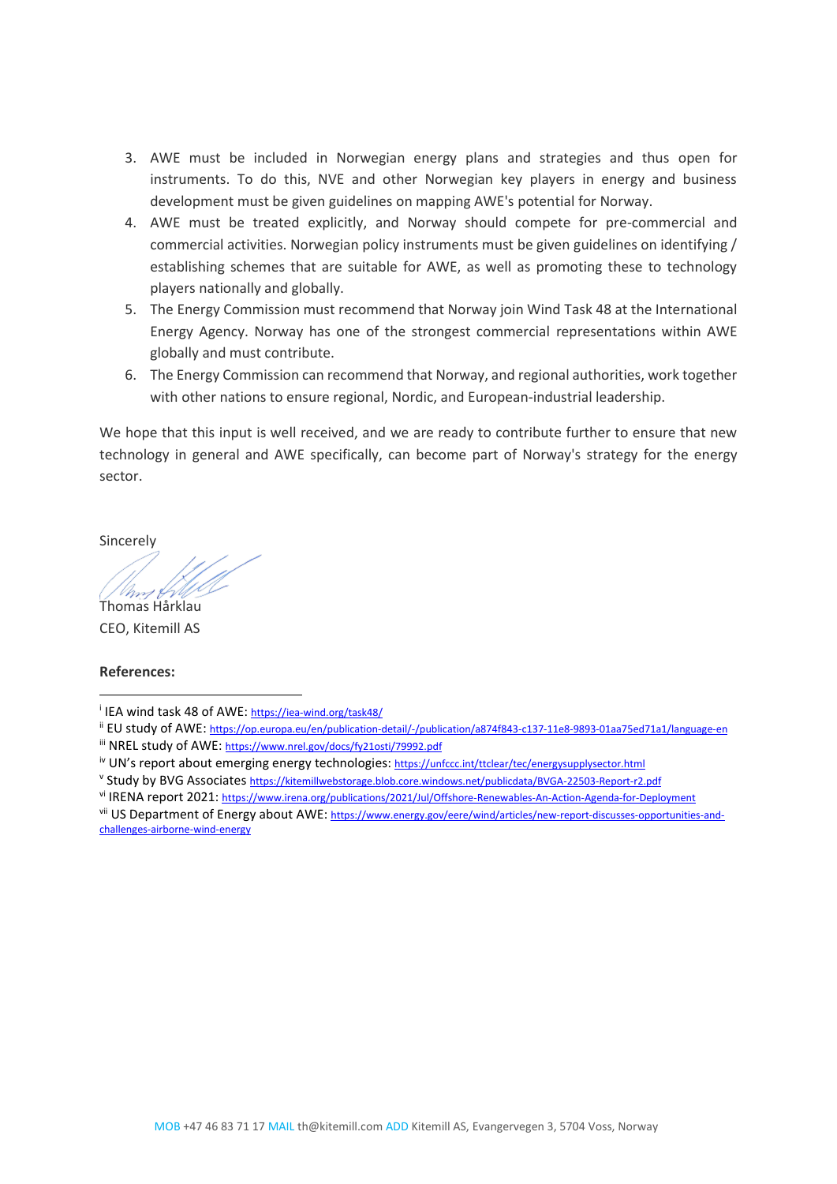3. AWE must be included in Norwegian energy plans and strategies and thus open for instruments. To do this, NVE and other Norwegian key players in energy and business development must be given guidelines on mapping AWE's potential for Norway.
4. AWE must be treated explicitly, and Norway should compete for pre-commercial and commercial activities. Norwegian policy instruments must be given guidelines on identifying / establishing schemes that are suitable for AWE, as well as promoting these to technology players nationally and globally.
5. The Energy Commission must recommend that Norway join Wind Task 48 at the International Energy Agency. Norway has one of the strongest commercial representations within AWE globally and must contribute.
6. The Energy Commission can recommend that Norway, and regional authorities, work together with other nations to ensure regional, Nordic, and European-industrial leadership.

We hope that this input is well received, and we are ready to contribute further to ensure that new technology in general and AWE specifically, can become part of Norway's strategy for the energy sector.

Sincerely

Thomas Hårklau
CEO, Kitemill AS

**References:**

[i] IEA wind task 48 of AWE: https://iea-wind.org/task48/

[ii] EU study of AWE: https://op.europa.eu/en/publication-detail/-/publication/a874f843-c137-11e8-9893-01aa75ed71a1/language-en

[iii] NREL study of AWE: https://www.nrel.gov/docs/fy21osti/79992.pdf

[iv] UN's report about emerging energy technologies: https://unfccc.int/ttclear/tec/energysupplysector.html

[v] Study by BVG Associates https://kitemillwebstorage.blob.core.windows.net/publicdata/BVGA-22503-Report-r2.pdf

[vi] IRENA report 2021: https://www.irena.org/publications/2021/Jul/Offshore-Renewables-An-Action-Agenda-for-Deployment

[vii] US Department of Energy about AWE: https://www.energy.gov/eere/wind/articles/new-report-discusses-opportunities-and-challenges-airborne-wind-energy

MOB +47 46 83 71 17 MAIL th@kitemill.com ADD Kitemill AS, Evangervegen 3, 5704 Voss, Norway